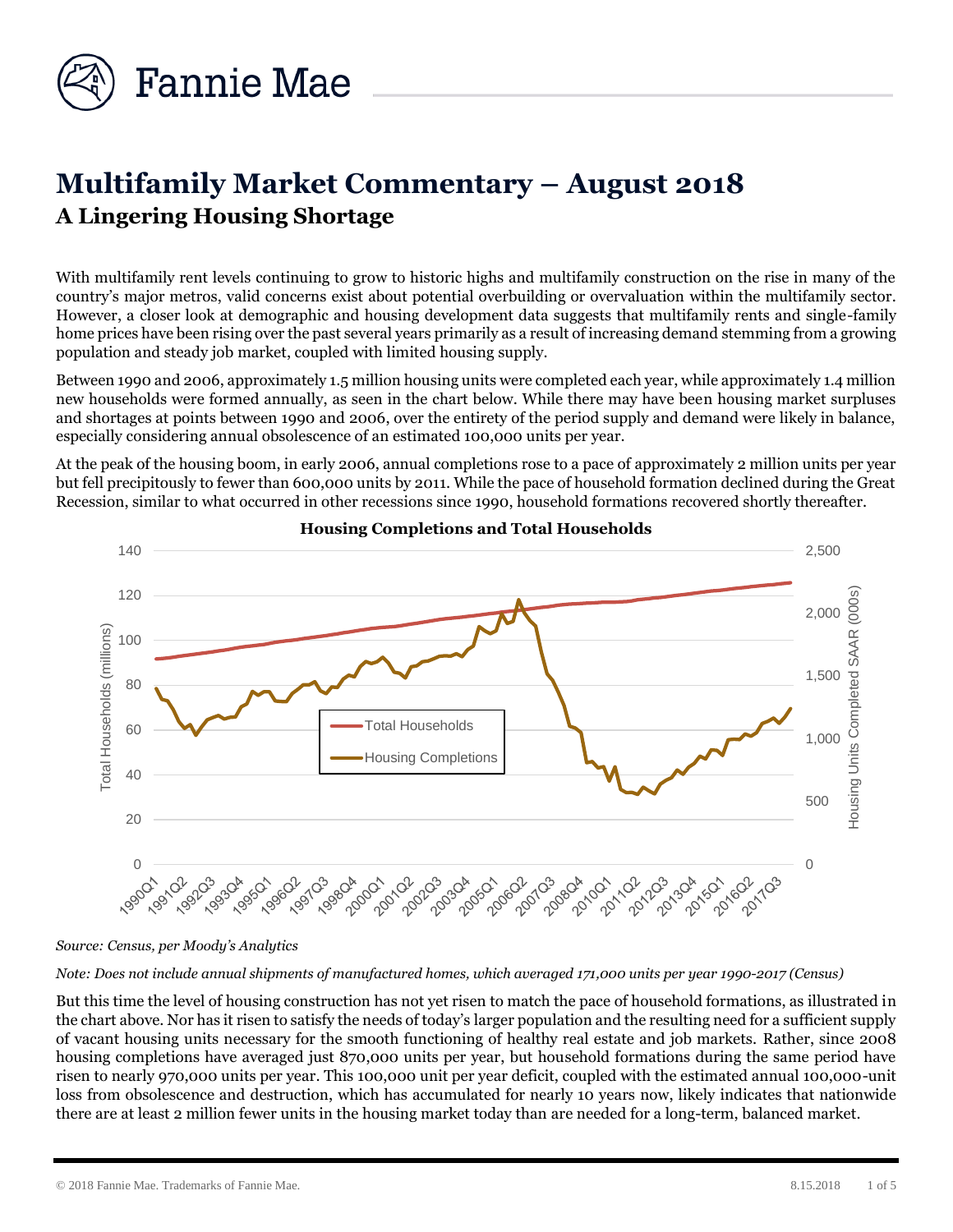# Multifamily Market Commentary – August 2018

## A Lingering Housing Shortage

With multifamily rent levels continuing to grow to historic highs and multifamily construction on the rise in many of the country's major metros, valid concerns exist about potential overbuilding or overvaluation within the multifamily sector. However, a closer look at demographic and housing development data suggests that multifamily rents and single-family home prices have been rising over the past several years primarily as a result of increasing demand stemming from a growing population and steady job market, coupled with limited housing supply.

Between 1990 and 2006, approximately 1.5 million housing units were completed each year, while approximately 1.4 million new households were formed annually, as seen in the chart below. While there may have been housing market surpluses and shortages at points between 1990 and 2006, over the entirety of the period supply and demand were likely in balance, especially considering annual obsolescence of an estimated 100,000 units per year.

At the peak of the housing boom, in early 2006, annual completions rose to a pace of approximately 2 million units per year but fell precipitously to fewer than 600,000 units by 2011. While the pace of household formation declined during the Great Recession, similar to what occurred in other recessions since 1990, household formations recovered shortly thereafter.

**Housing Completions and Total Households**

*Source: Census, per Moody's Analytics*

*Note: Does not include annual shipments of manufactured homes, which averaged 171,000 units per year 1990-2017 (Census)*

But this time the level of housing construction has not yet risen to match the pace of household formations, as illustrated in the chart above. Nor has it risen to satisfy the needs of today's larger population and the resulting need for a sufficient supply of vacant housing units necessary for the smooth functioning of healthy real estate and job markets. Rather, since 2008 housing completions have averaged just 870,000 units per year, but household formations during the same period have risen to nearly 970,000 units per year. This 100,000 unit per year deficit, coupled with the estimated annual 100,000-unit loss from obsolescence and destruction, which has accumulated for nearly 10 years now, likely indicates that nationwide there are at least 2 million fewer units in the housing market today than are needed for a long-term, balanced market.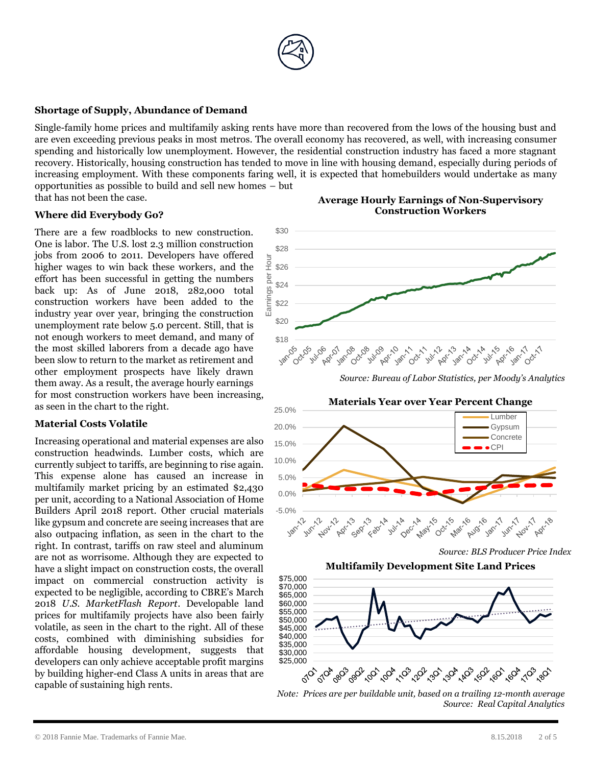## Shortage of Supply, Abundance of Demand

Single-family home prices and multifamily asking rents have more than recovered from the lows of the housing bust and are even exceeding previous peaks in most metros. The overall economy has recovered, as well, with increasing consumer spending and historically low unemployment. However, the residential construction industry has faced a more stagnant recovery. Historically, housing construction has tended to move in line with housing demand, especially during periods of increasing employment. With these components faring well, it is expected that homebuilders would undertake as many opportunities as possible to build and sell new homes – but that has not been the case.

## Where did Everybody Go?

There are a few roadblocks to new construction. One is labor. The U.S. lost 2.3 million construction jobs from 2006 to 2011. Developers have offered higher wages to win back these workers, and the effort has been successful in getting the numbers back up: As of June 2018, 282,000 total construction workers have been added to the industry year over year, bringing the construction unemployment rate below 5.0 percent. Still, that is not enough workers to meet demand, and many of the most skilled laborers from a decade ago have been slow to return to the market as retirement and other employment prospects have likely drawn them away. As a result, the average hourly earnings for most construction workers have been increasing, as seen in the chart to the right.

**Average Hourly Earnings of Non-Supervisory Construction Workers**

*Source: Bureau of Labor Statistics, per Moody's Analytics*

## Material Costs Volatile

Increasing operational and material expenses are also construction headwinds. Lumber costs, which are currently subject to tariffs, are beginning to rise again. This expense alone has caused an increase in multifamily market pricing by an estimated $2,430 per unit, according to a National Association of Home Builders April 2018 report. Other crucial materials like gypsum and concrete are seeing increases that are also outpacing inflation, as seen in the chart to the right. In contrast, tariffs on raw steel and aluminum are not as worrisome. Although they are expected to have a slight impact on construction costs, the overall impact on commercial construction activity is expected to be negligible, according to CBRE's March 2018 *U.S. MarketFlash Report*. Developable land prices for multifamily projects have also been fairly volatile, as seen in the chart to the right. All of these costs, combined with diminishing subsidies for affordable housing development, suggest that developers can only achieve acceptable profit margins by building higher-end Class A units in areas that are capable of sustaining high rents.

**Materials Year over Year Percent Change**

*Source: BLS Producer Price Index*

**Multifamily Development Site Land Prices**

*Note: Prices are per buildable unit, based on a trailing 12-month average*
*Source: Real Capital Analytics*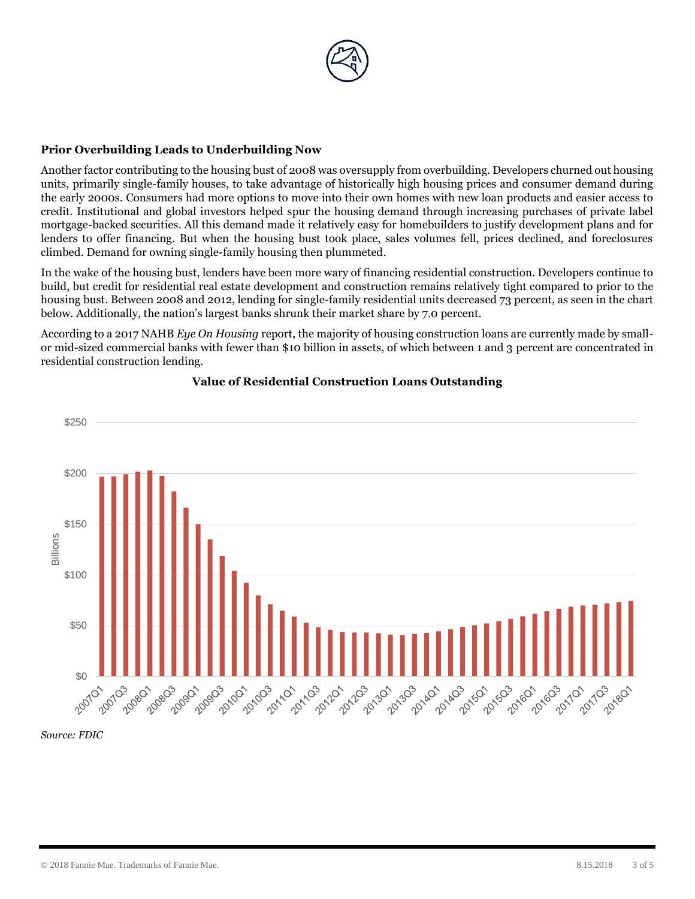### Prior Overbuilding Leads to Underbuilding Now

Another factor contributing to the housing bust of 2008 was oversupply from overbuilding. Developers churned out housing units, primarily single-family houses, to take advantage of historically high housing prices and consumer demand during the early 2000s. Consumers had more options to move into their own homes with new loan products and easier access to credit. Institutional and global investors helped spur the housing demand through increasing purchases of private label mortgage-backed securities. All this demand made it relatively easy for homebuilders to justify development plans and for lenders to offer financing. But when the housing bust took place, sales volumes fell, prices declined, and foreclosures climbed. Demand for owning single-family housing then plummeted.

In the wake of the housing bust, lenders have been more wary of financing residential construction. Developers continue to build, but credit for residential real estate development and construction remains relatively tight compared to prior to the housing bust. Between 2008 and 2012, lending for single-family residential units decreased 73 percent, as seen in the chart below. Additionally, the nation's largest banks shrunk their market share by 7.0 percent.

According to a 2017 NAHB *Eye On Housing* report, the majority of housing construction loans are currently made by small- or mid-sized commercial banks with fewer than $10 billion in assets, of which between 1 and 3 percent are concentrated in residential construction lending.

**Value of Residential Construction Loans Outstanding**

*Source: FDIC*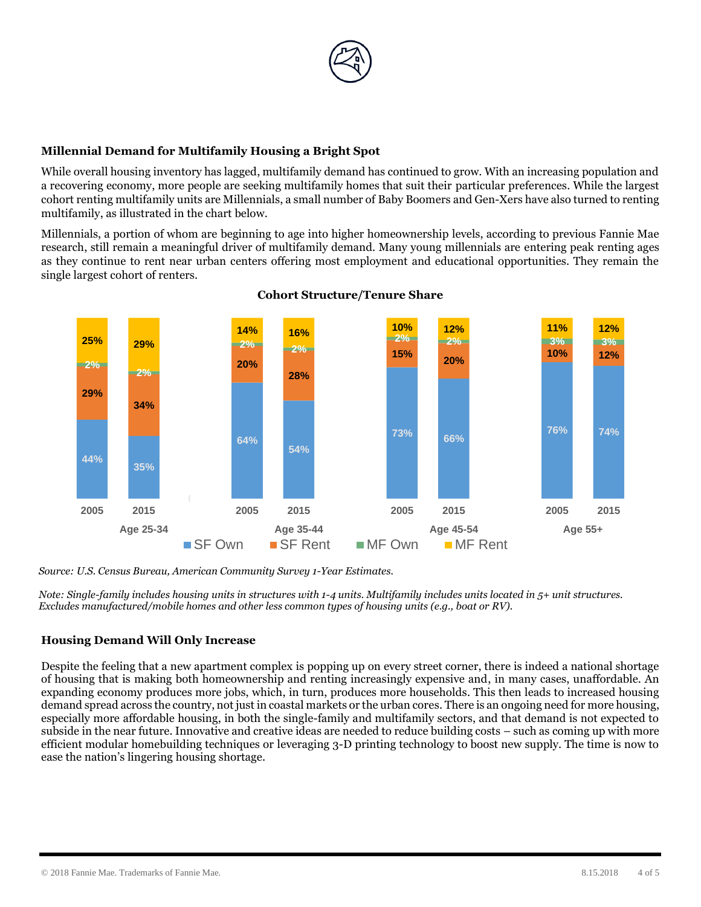### Millennial Demand for Multifamily Housing a Bright Spot

While overall housing inventory has lagged, multifamily demand has continued to grow. With an increasing population and a recovering economy, more people are seeking multifamily homes that suit their particular preferences. While the largest cohort renting multifamily units are Millennials, a small number of Baby Boomers and Gen-Xers have also turned to renting multifamily, as illustrated in the chart below.

Millennials, a portion of whom are beginning to age into higher homeownership levels, according to previous Fannie Mae research, still remain a meaningful driver of multifamily demand. Many young millennials are entering peak renting ages as they continue to rent near urban centers offering most employment and educational opportunities. They remain the single largest cohort of renters.

**Cohort Structure/Tenure Share**

| Age Group | Year | SF Own | SF Rent | MF Own | MF Rent |
|---|---|---|---|---|---|
| Age 25-34 | 2005 | 44% | 29% | 2% | 25% |
| Age 25-34 | 2015 | 35% | 34% | 2% | 29% |
| Age 35-44 | 2005 | 64% | 20% | 2% | 14% |
| Age 35-44 | 2015 | 54% | 28% | 2% | 16% |
| Age 45-54 | 2005 | 73% | 15% | 2% | 10% |
| Age 45-54 | 2015 | 66% | 20% | 2% | 12% |
| Age 55+ | 2005 | 76% | 10% | 3% | 11% |
| Age 55+ | 2015 | 74% | 12% | 3% | 12% |

*Source: U.S. Census Bureau, American Community Survey 1-Year Estimates.*

*Note: Single-family includes housing units in structures with 1-4 units. Multifamily includes units located in 5+ unit structures. Excludes manufactured/mobile homes and other less common types of housing units (e.g., boat or RV).*

### Housing Demand Will Only Increase

Despite the feeling that a new apartment complex is popping up on every street corner, there is indeed a national shortage of housing that is making both homeownership and renting increasingly expensive and, in many cases, unaffordable. An expanding economy produces more jobs, which, in turn, produces more households. This then leads to increased housing demand spread across the country, not just in coastal markets or the urban cores. There is an ongoing need for more housing, especially more affordable housing, in both the single-family and multifamily sectors, and that demand is not expected to subside in the near future. Innovative and creative ideas are needed to reduce building costs – such as coming up with more efficient modular homebuilding techniques or leveraging 3-D printing technology to boost new supply. The time is now to ease the nation's lingering housing shortage.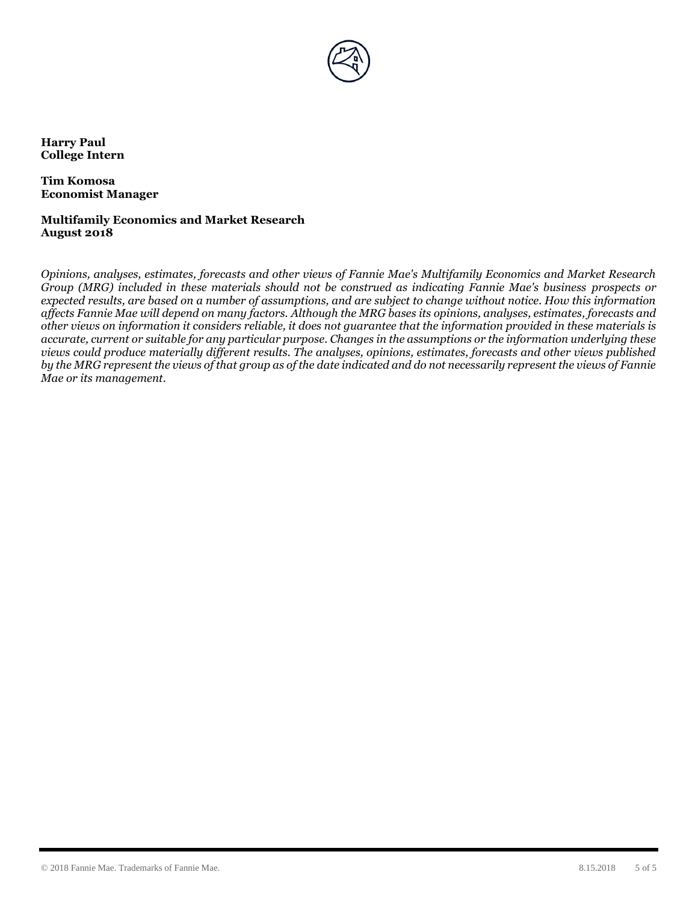**Harry Paul**
**College Intern**

**Tim Komosa**
**Economist Manager**

**Multifamily Economics and Market Research**
**August 2018**

*Opinions, analyses, estimates, forecasts and other views of Fannie Mae's Multifamily Economics and Market Research Group (MRG) included in these materials should not be construed as indicating Fannie Mae's business prospects or expected results, are based on a number of assumptions, and are subject to change without notice. How this information affects Fannie Mae will depend on many factors. Although the MRG bases its opinions, analyses, estimates, forecasts and other views on information it considers reliable, it does not guarantee that the information provided in these materials is accurate, current or suitable for any particular purpose. Changes in the assumptions or the information underlying these views could produce materially different results. The analyses, opinions, estimates, forecasts and other views published by the MRG represent the views of that group as of the date indicated and do not necessarily represent the views of Fannie Mae or its management.*